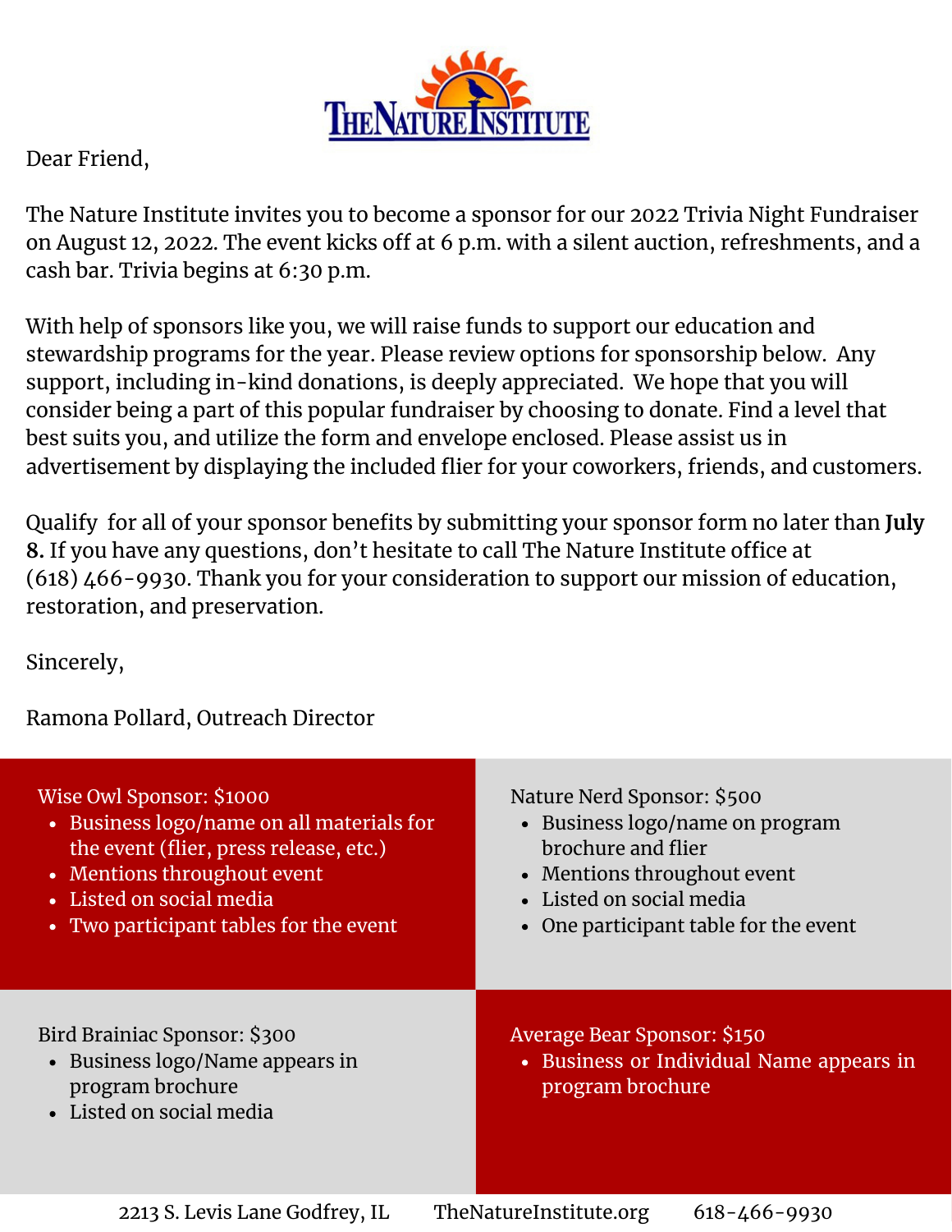Dear Friend,

The Nature Institute invites you to become a sponsor for our 2022 Trivia Night Fundraiser on August 12, 2022. The event kicks off at 6 p.m. with a silent auction, refreshments, and a cash bar. Trivia begins at 6:30 p.m.

With help of sponsors like you, we will raise funds to support our education and stewardship programs for the year. Please review options for sponsorship below. Any support, including in-kind donations, is deeply appreciated. We hope that you will consider being a part of this popular fundraiser by choosing to donate. Find a level that best suits you, and utilize the form and envelope enclosed. Please assist us in advertisement by displaying the included flier for your coworkers, friends, and customers.

Qualify for all of your sponsor benefits by submitting your sponsor form no later than **July 8.** If you have any questions, don't hesitate to call The Nature Institute office at (618) 466-9930. Thank you for your consideration to support our mission of education, restoration, and preservation.

Sincerely,

Ramona Pollard, Outreach Director

Wise Owl Sponsor: $1000

- Business logo/name on all materials for the event (flier, press release, etc.)
- Mentions throughout event
- Listed on social media
- Two participant tables for the event

Nature Nerd Sponsor: $500

- Business logo/name on program brochure and flier
- Mentions throughout event
- Listed on social media
- One participant table for the event

Bird Brainiac Sponsor: $300

- Business logo/Name appears in program brochure
- Listed on social media

Average Bear Sponsor: $150

- Business or Individual Name appears in program brochure

2213 S. Levis Lane Godfrey, IL TheNatureInstitute.org 618-466-9930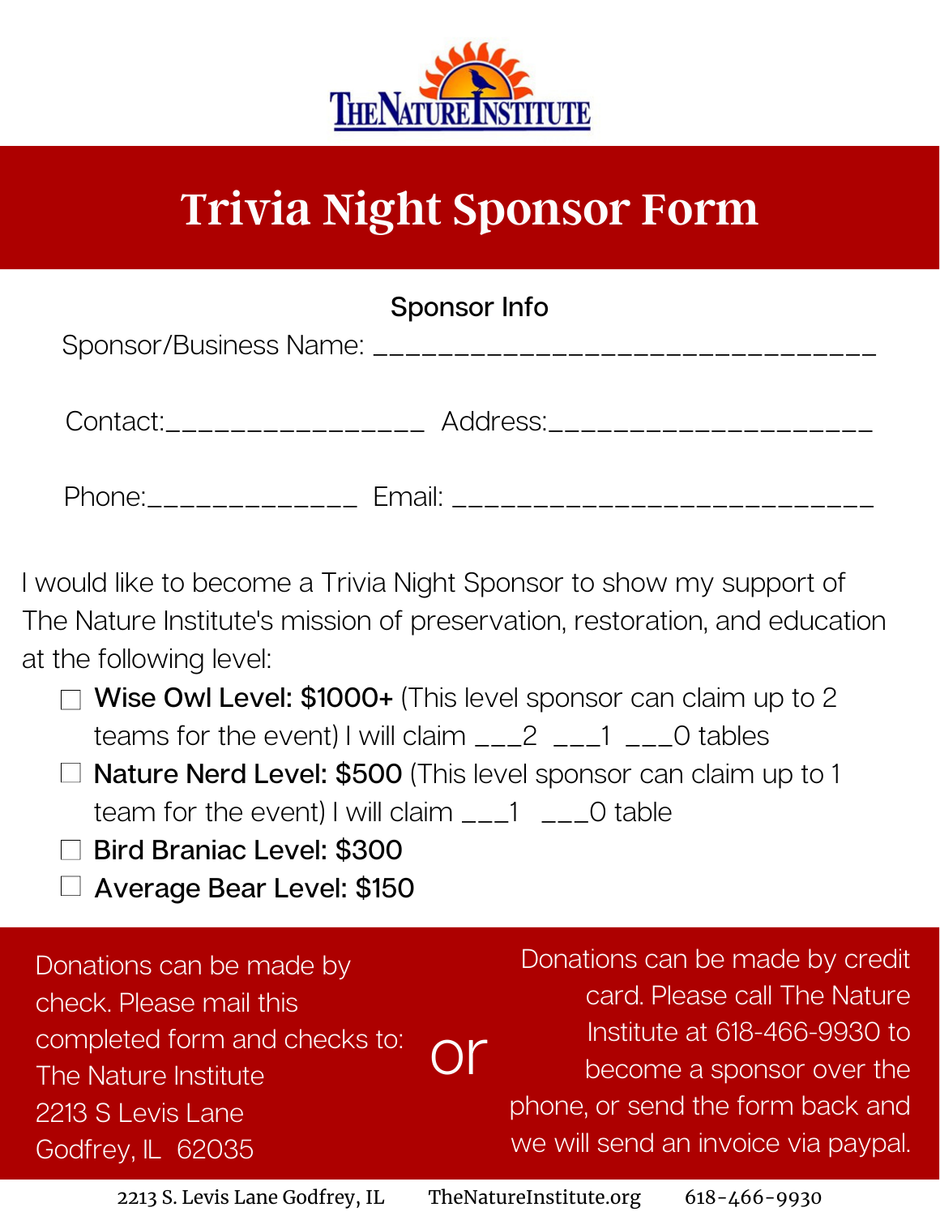THE NATURE INSTITUTE

# Trivia Night Sponsor Form

## Sponsor Info

Sponsor/Business Name: ________________________________

Contact:_________________ Address:_____________________

Phone:______________ Email: ____________________________

I would like to become a Trivia Night Sponsor to show my support of The Nature Institute's mission of preservation, restoration, and education at the following level:

- ☐ **Wise Owl Level: $1000+** (This level sponsor can claim up to 2 teams for the event) I will claim ___2 ___1 ___0 tables
- ☐ **Nature Nerd Level: $500** (This level sponsor can claim up to 1 team for the event) I will claim ___1 ___0 table
- ☐ **Bird Braniac Level: $300**
- ☐ **Average Bear Level: $150**

Donations can be made by check. Please mail this completed form and checks to:
The Nature Institute
2213 S Levis Lane
Godfrey, IL 62035

or

Donations can be made by credit card. Please call The Nature Institute at 618-466-9930 to become a sponsor over the phone, or send the form back and we will send an invoice via paypal.

2213 S. Levis Lane Godfrey, IL TheNatureInstitute.org 618-466-9930